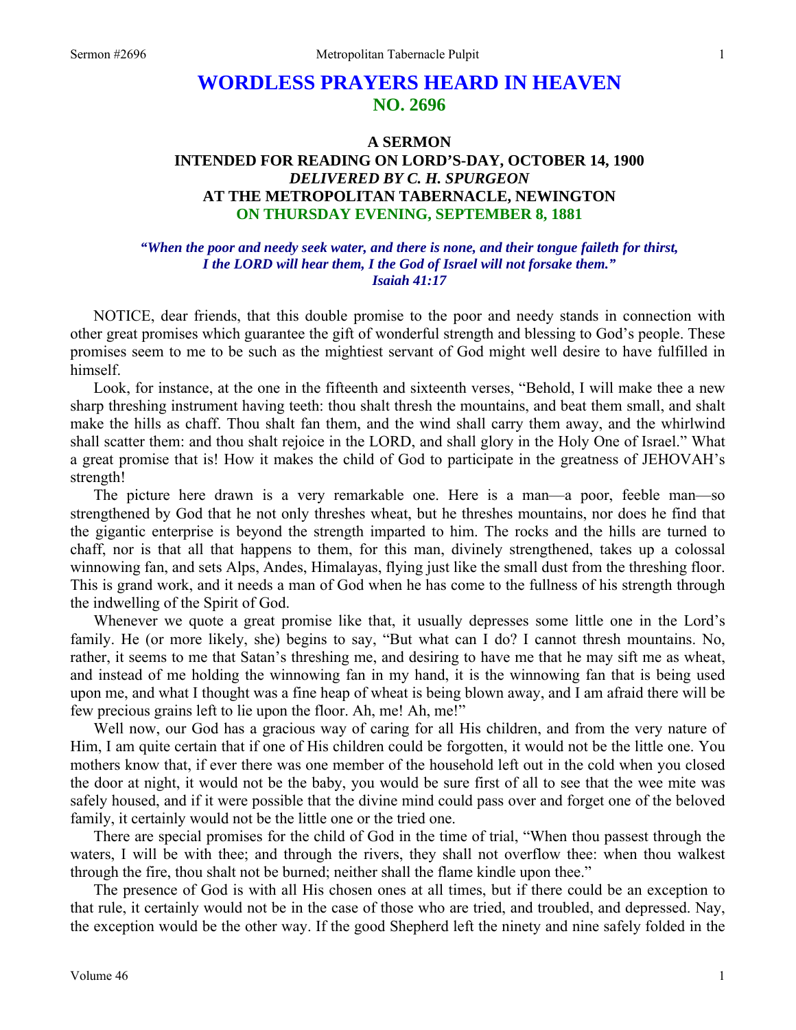# WORDLESS PRAYERS HEARD IN HEAVEN
## NO. 2696

### A SERMON
### INTENDED FOR READING ON LORD'S-DAY, OCTOBER 14, 1900
### *DELIVERED BY C. H. SPURGEON*
### AT THE METROPOLITAN TABERNACLE, NEWINGTON
### ON THURSDAY EVENING, SEPTEMBER 8, 1881

***"When the poor and needy seek water, and there is none, and their tongue faileth for thirst, I the LORD will hear them, I the God of Israel will not forsake them."***
***Isaiah 41:17***

NOTICE, dear friends, that this double promise to the poor and needy stands in connection with other great promises which guarantee the gift of wonderful strength and blessing to God's people. These promises seem to me to be such as the mightiest servant of God might well desire to have fulfilled in himself.

Look, for instance, at the one in the fifteenth and sixteenth verses, "Behold, I will make thee a new sharp threshing instrument having teeth: thou shalt thresh the mountains, and beat them small, and shalt make the hills as chaff. Thou shalt fan them, and the wind shall carry them away, and the whirlwind shall scatter them: and thou shalt rejoice in the LORD, and shall glory in the Holy One of Israel." What a great promise that is! How it makes the child of God to participate in the greatness of JEHOVAH's strength!

The picture here drawn is a very remarkable one. Here is a man—a poor, feeble man—so strengthened by God that he not only threshes wheat, but he threshes mountains, nor does he find that the gigantic enterprise is beyond the strength imparted to him. The rocks and the hills are turned to chaff, nor is that all that happens to them, for this man, divinely strengthened, takes up a colossal winnowing fan, and sets Alps, Andes, Himalayas, flying just like the small dust from the threshing floor. This is grand work, and it needs a man of God when he has come to the fullness of his strength through the indwelling of the Spirit of God.

Whenever we quote a great promise like that, it usually depresses some little one in the Lord's family. He (or more likely, she) begins to say, "But what can I do? I cannot thresh mountains. No, rather, it seems to me that Satan's threshing me, and desiring to have me that he may sift me as wheat, and instead of me holding the winnowing fan in my hand, it is the winnowing fan that is being used upon me, and what I thought was a fine heap of wheat is being blown away, and I am afraid there will be few precious grains left to lie upon the floor. Ah, me! Ah, me!"

Well now, our God has a gracious way of caring for all His children, and from the very nature of Him, I am quite certain that if one of His children could be forgotten, it would not be the little one. You mothers know that, if ever there was one member of the household left out in the cold when you closed the door at night, it would not be the baby, you would be sure first of all to see that the wee mite was safely housed, and if it were possible that the divine mind could pass over and forget one of the beloved family, it certainly would not be the little one or the tried one.

There are special promises for the child of God in the time of trial, "When thou passest through the waters, I will be with thee; and through the rivers, they shall not overflow thee: when thou walkest through the fire, thou shalt not be burned; neither shall the flame kindle upon thee."

The presence of God is with all His chosen ones at all times, but if there could be an exception to that rule, it certainly would not be in the case of those who are tried, and troubled, and depressed. Nay, the exception would be the other way. If the good Shepherd left the ninety and nine safely folded in the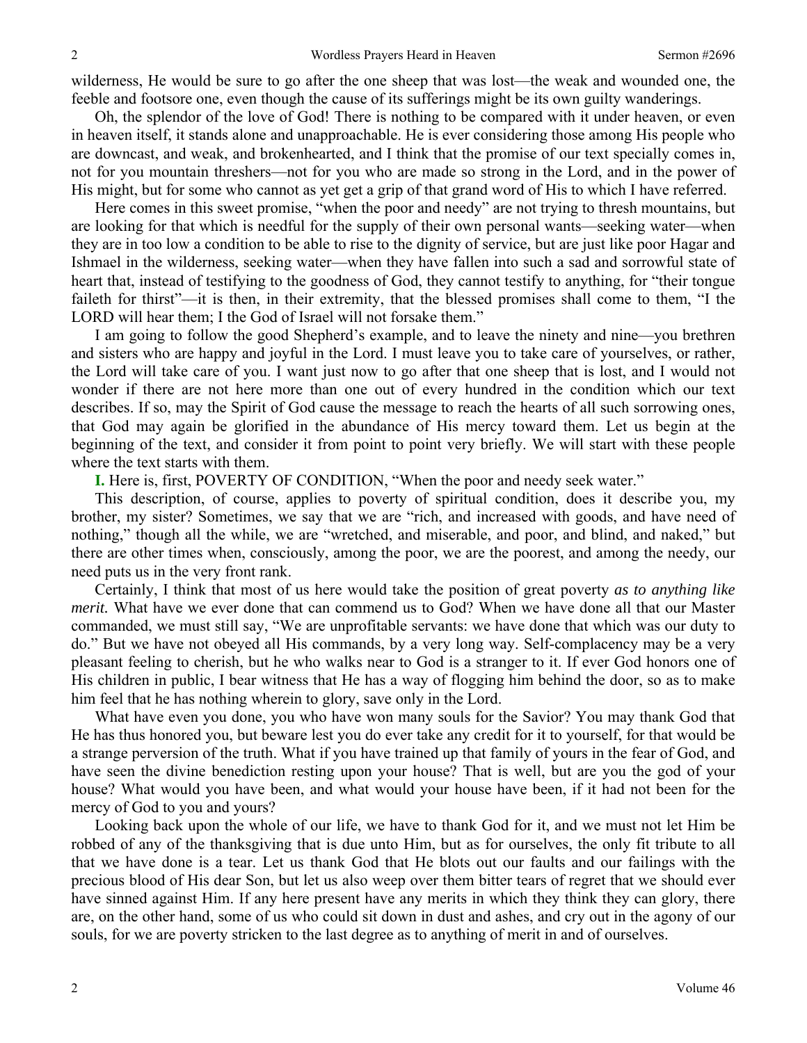wilderness, He would be sure to go after the one sheep that was lost—the weak and wounded one, the feeble and footsore one, even though the cause of its sufferings might be its own guilty wanderings.

Oh, the splendor of the love of God! There is nothing to be compared with it under heaven, or even in heaven itself, it stands alone and unapproachable. He is ever considering those among His people who are downcast, and weak, and brokenhearted, and I think that the promise of our text specially comes in, not for you mountain threshers—not for you who are made so strong in the Lord, and in the power of His might, but for some who cannot as yet get a grip of that grand word of His to which I have referred.

Here comes in this sweet promise, "when the poor and needy" are not trying to thresh mountains, but are looking for that which is needful for the supply of their own personal wants—seeking water—when they are in too low a condition to be able to rise to the dignity of service, but are just like poor Hagar and Ishmael in the wilderness, seeking water—when they have fallen into such a sad and sorrowful state of heart that, instead of testifying to the goodness of God, they cannot testify to anything, for "their tongue faileth for thirst"—it is then, in their extremity, that the blessed promises shall come to them, "I the LORD will hear them; I the God of Israel will not forsake them."

I am going to follow the good Shepherd's example, and to leave the ninety and nine—you brethren and sisters who are happy and joyful in the Lord. I must leave you to take care of yourselves, or rather, the Lord will take care of you. I want just now to go after that one sheep that is lost, and I would not wonder if there are not here more than one out of every hundred in the condition which our text describes. If so, may the Spirit of God cause the message to reach the hearts of all such sorrowing ones, that God may again be glorified in the abundance of His mercy toward them. Let us begin at the beginning of the text, and consider it from point to point very briefly. We will start with these people where the text starts with them.

**I.** Here is, first, POVERTY OF CONDITION, "When the poor and needy seek water."

This description, of course, applies to poverty of spiritual condition, does it describe you, my brother, my sister? Sometimes, we say that we are "rich, and increased with goods, and have need of nothing," though all the while, we are "wretched, and miserable, and poor, and blind, and naked," but there are other times when, consciously, among the poor, we are the poorest, and among the needy, our need puts us in the very front rank.

Certainly, I think that most of us here would take the position of great poverty *as to anything like merit.* What have we ever done that can commend us to God? When we have done all that our Master commanded, we must still say, "We are unprofitable servants: we have done that which was our duty to do." But we have not obeyed all His commands, by a very long way. Self-complacency may be a very pleasant feeling to cherish, but he who walks near to God is a stranger to it. If ever God honors one of His children in public, I bear witness that He has a way of flogging him behind the door, so as to make him feel that he has nothing wherein to glory, save only in the Lord.

What have even you done, you who have won many souls for the Savior? You may thank God that He has thus honored you, but beware lest you do ever take any credit for it to yourself, for that would be a strange perversion of the truth. What if you have trained up that family of yours in the fear of God, and have seen the divine benediction resting upon your house? That is well, but are you the god of your house? What would you have been, and what would your house have been, if it had not been for the mercy of God to you and yours?

Looking back upon the whole of our life, we have to thank God for it, and we must not let Him be robbed of any of the thanksgiving that is due unto Him, but as for ourselves, the only fit tribute to all that we have done is a tear. Let us thank God that He blots out our faults and our failings with the precious blood of His dear Son, but let us also weep over them bitter tears of regret that we should ever have sinned against Him. If any here present have any merits in which they think they can glory, there are, on the other hand, some of us who could sit down in dust and ashes, and cry out in the agony of our souls, for we are poverty stricken to the last degree as to anything of merit in and of ourselves.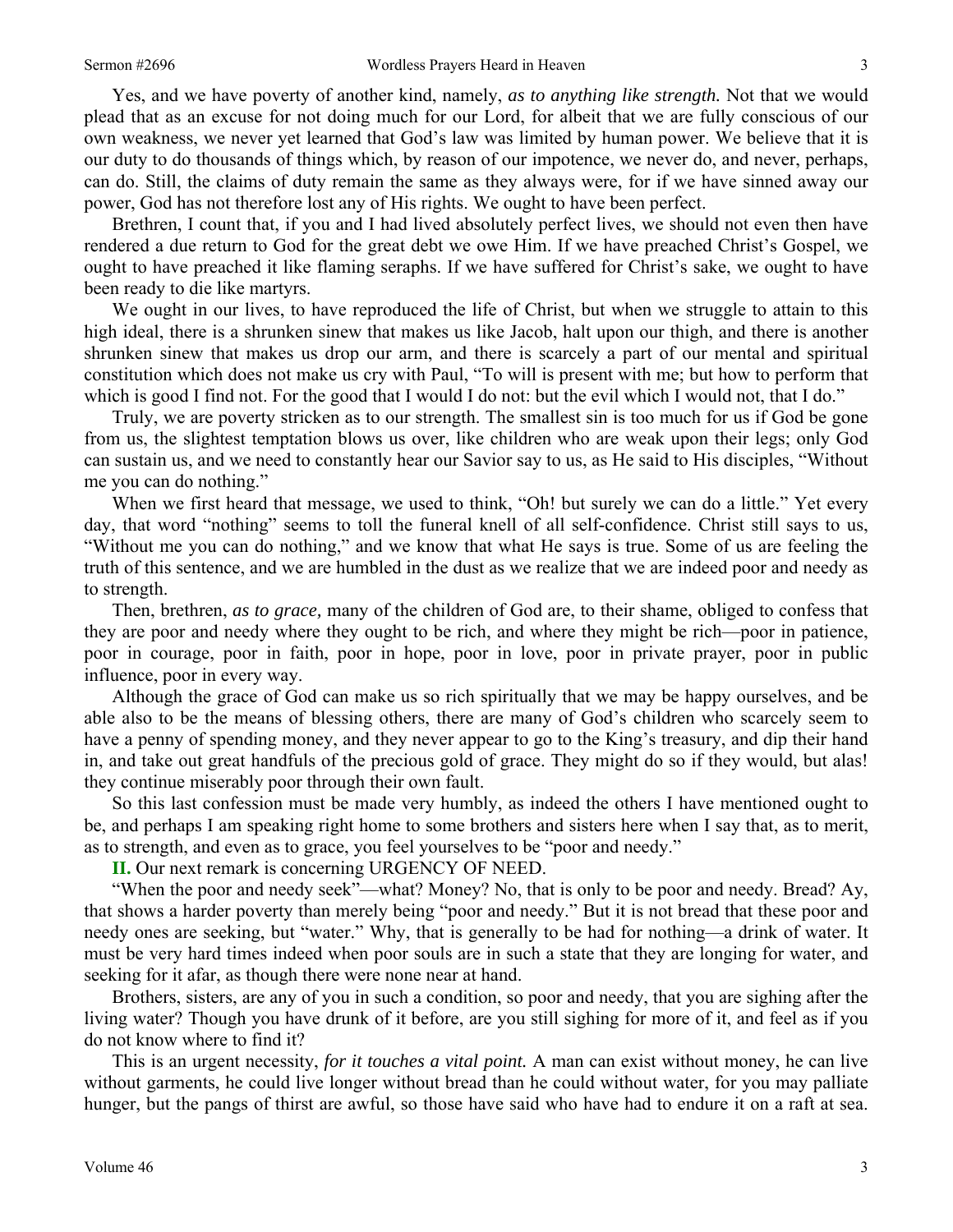Yes, and we have poverty of another kind, namely, *as to anything like strength.* Not that we would plead that as an excuse for not doing much for our Lord, for albeit that we are fully conscious of our own weakness, we never yet learned that God's law was limited by human power. We believe that it is our duty to do thousands of things which, by reason of our impotence, we never do, and never, perhaps, can do. Still, the claims of duty remain the same as they always were, for if we have sinned away our power, God has not therefore lost any of His rights. We ought to have been perfect.

Brethren, I count that, if you and I had lived absolutely perfect lives, we should not even then have rendered a due return to God for the great debt we owe Him. If we have preached Christ's Gospel, we ought to have preached it like flaming seraphs. If we have suffered for Christ's sake, we ought to have been ready to die like martyrs.

We ought in our lives, to have reproduced the life of Christ, but when we struggle to attain to this high ideal, there is a shrunken sinew that makes us like Jacob, halt upon our thigh, and there is another shrunken sinew that makes us drop our arm, and there is scarcely a part of our mental and spiritual constitution which does not make us cry with Paul, "To will is present with me; but how to perform that which is good I find not. For the good that I would I do not: but the evil which I would not, that I do."

Truly, we are poverty stricken as to our strength. The smallest sin is too much for us if God be gone from us, the slightest temptation blows us over, like children who are weak upon their legs; only God can sustain us, and we need to constantly hear our Savior say to us, as He said to His disciples, "Without me you can do nothing."

When we first heard that message, we used to think, "Oh! but surely we can do a little." Yet every day, that word "nothing" seems to toll the funeral knell of all self-confidence. Christ still says to us, "Without me you can do nothing," and we know that what He says is true. Some of us are feeling the truth of this sentence, and we are humbled in the dust as we realize that we are indeed poor and needy as to strength.

Then, brethren, *as to grace,* many of the children of God are, to their shame, obliged to confess that they are poor and needy where they ought to be rich, and where they might be rich—poor in patience, poor in courage, poor in faith, poor in hope, poor in love, poor in private prayer, poor in public influence, poor in every way.

Although the grace of God can make us so rich spiritually that we may be happy ourselves, and be able also to be the means of blessing others, there are many of God's children who scarcely seem to have a penny of spending money, and they never appear to go to the King's treasury, and dip their hand in, and take out great handfuls of the precious gold of grace. They might do so if they would, but alas! they continue miserably poor through their own fault.

So this last confession must be made very humbly, as indeed the others I have mentioned ought to be, and perhaps I am speaking right home to some brothers and sisters here when I say that, as to merit, as to strength, and even as to grace, you feel yourselves to be "poor and needy."

**II.** Our next remark is concerning URGENCY OF NEED.

"When the poor and needy seek"—what? Money? No, that is only to be poor and needy. Bread? Ay, that shows a harder poverty than merely being "poor and needy." But it is not bread that these poor and needy ones are seeking, but "water." Why, that is generally to be had for nothing—a drink of water. It must be very hard times indeed when poor souls are in such a state that they are longing for water, and seeking for it afar, as though there were none near at hand.

Brothers, sisters, are any of you in such a condition, so poor and needy, that you are sighing after the living water? Though you have drunk of it before, are you still sighing for more of it, and feel as if you do not know where to find it?

This is an urgent necessity, *for it touches a vital point.* A man can exist without money, he can live without garments, he could live longer without bread than he could without water, for you may palliate hunger, but the pangs of thirst are awful, so those have said who have had to endure it on a raft at sea.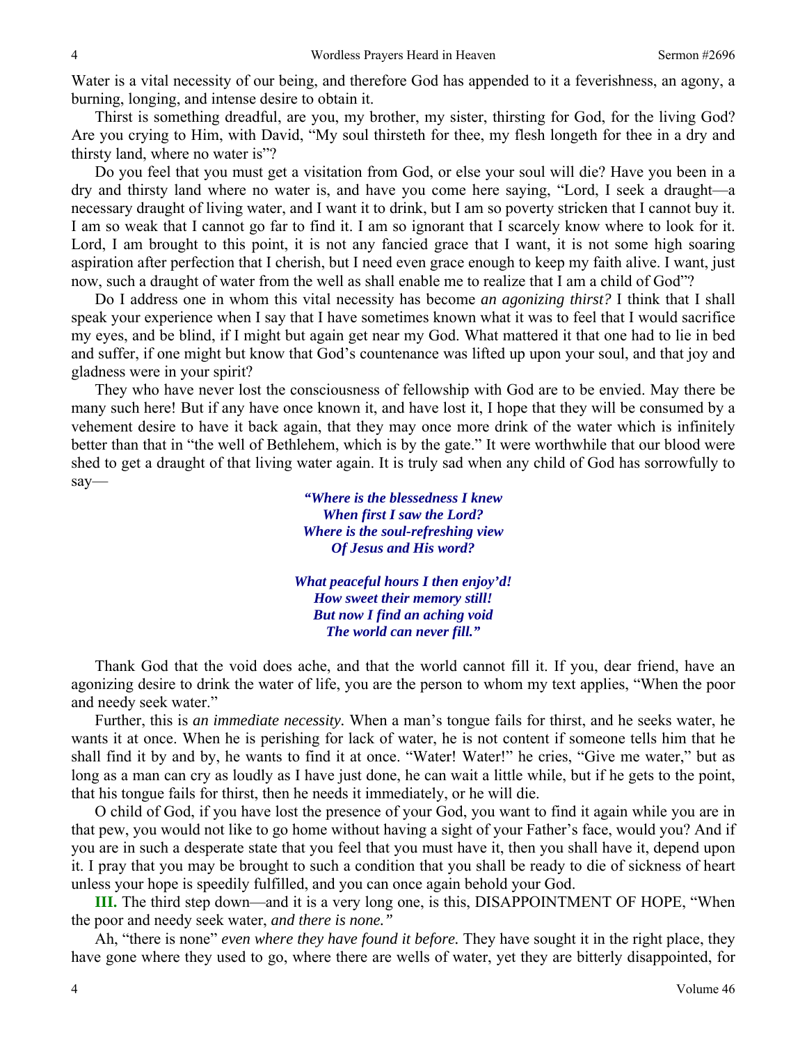Water is a vital necessity of our being, and therefore God has appended to it a feverishness, an agony, a burning, longing, and intense desire to obtain it.

Thirst is something dreadful, are you, my brother, my sister, thirsting for God, for the living God? Are you crying to Him, with David, "My soul thirsteth for thee, my flesh longeth for thee in a dry and thirsty land, where no water is"?

Do you feel that you must get a visitation from God, or else your soul will die? Have you been in a dry and thirsty land where no water is, and have you come here saying, "Lord, I seek a draught—a necessary draught of living water, and I want it to drink, but I am so poverty stricken that I cannot buy it. I am so weak that I cannot go far to find it. I am so ignorant that I scarcely know where to look for it. Lord, I am brought to this point, it is not any fancied grace that I want, it is not some high soaring aspiration after perfection that I cherish, but I need even grace enough to keep my faith alive. I want, just now, such a draught of water from the well as shall enable me to realize that I am a child of God"?

Do I address one in whom this vital necessity has become *an agonizing thirst?* I think that I shall speak your experience when I say that I have sometimes known what it was to feel that I would sacrifice my eyes, and be blind, if I might but again get near my God. What mattered it that one had to lie in bed and suffer, if one might but know that God's countenance was lifted up upon your soul, and that joy and gladness were in your spirit?

They who have never lost the consciousness of fellowship with God are to be envied. May there be many such here! But if any have once known it, and have lost it, I hope that they will be consumed by a vehement desire to have it back again, that they may once more drink of the water which is infinitely better than that in "the well of Bethlehem, which is by the gate." It were worthwhile that our blood were shed to get a draught of that living water again. It is truly sad when any child of God has sorrowfully to say—

> ***"Where is the blessedness I knew***
> ***When first I saw the Lord?***
> ***Where is the soul-refreshing view***
> ***Of Jesus and His word?***
>
> ***What peaceful hours I then enjoy'd!***
> ***How sweet their memory still!***
> ***But now I find an aching void***
> ***The world can never fill."***

Thank God that the void does ache, and that the world cannot fill it. If you, dear friend, have an agonizing desire to drink the water of life, you are the person to whom my text applies, "When the poor and needy seek water."

Further, this is *an immediate necessity.* When a man's tongue fails for thirst, and he seeks water, he wants it at once. When he is perishing for lack of water, he is not content if someone tells him that he shall find it by and by, he wants to find it at once. "Water! Water!" he cries, "Give me water," but as long as a man can cry as loudly as I have just done, he can wait a little while, but if he gets to the point, that his tongue fails for thirst, then he needs it immediately, or he will die.

O child of God, if you have lost the presence of your God, you want to find it again while you are in that pew, you would not like to go home without having a sight of your Father's face, would you? And if you are in such a desperate state that you feel that you must have it, then you shall have it, depend upon it. I pray that you may be brought to such a condition that you shall be ready to die of sickness of heart unless your hope is speedily fulfilled, and you can once again behold your God.

**III.** The third step down—and it is a very long one, is this, DISAPPOINTMENT OF HOPE, "When the poor and needy seek water, *and there is none."*

Ah, "there is none" *even where they have found it before.* They have sought it in the right place, they have gone where they used to go, where there are wells of water, yet they are bitterly disappointed, for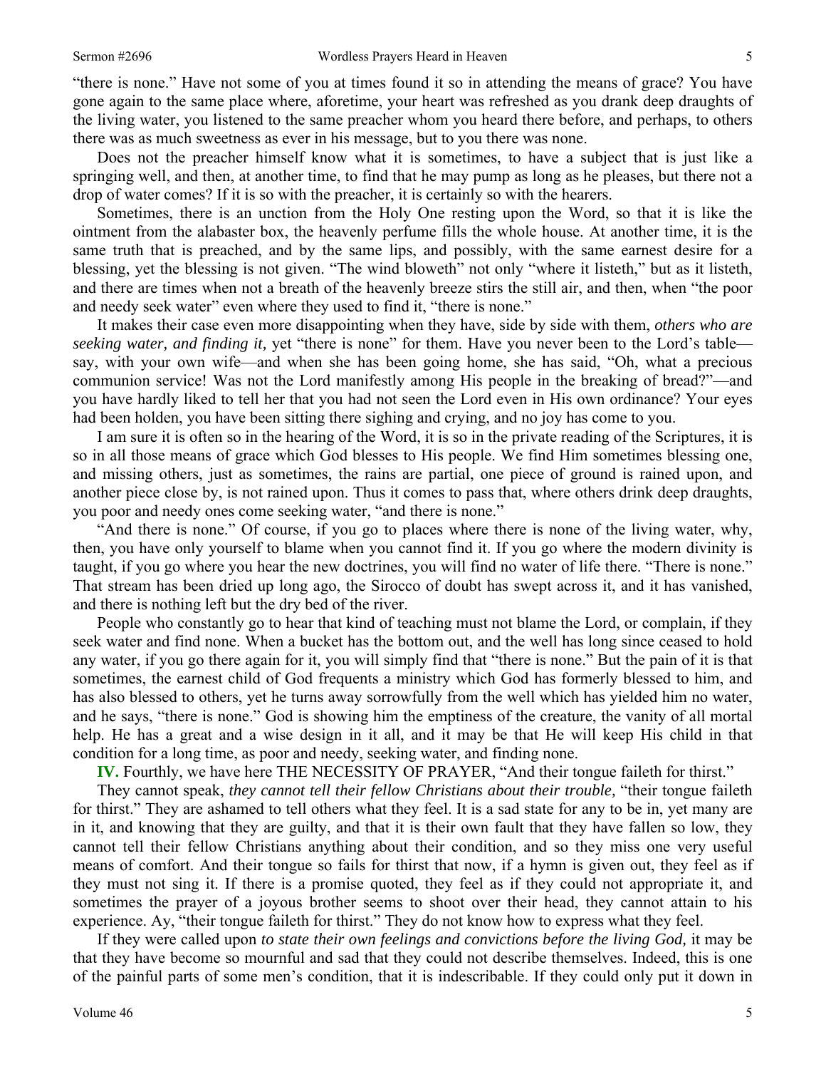"there is none." Have not some of you at times found it so in attending the means of grace? You have gone again to the same place where, aforetime, your heart was refreshed as you drank deep draughts of the living water, you listened to the same preacher whom you heard there before, and perhaps, to others there was as much sweetness as ever in his message, but to you there was none.

Does not the preacher himself know what it is sometimes, to have a subject that is just like a springing well, and then, at another time, to find that he may pump as long as he pleases, but there not a drop of water comes? If it is so with the preacher, it is certainly so with the hearers.

Sometimes, there is an unction from the Holy One resting upon the Word, so that it is like the ointment from the alabaster box, the heavenly perfume fills the whole house. At another time, it is the same truth that is preached, and by the same lips, and possibly, with the same earnest desire for a blessing, yet the blessing is not given. "The wind bloweth" not only "where it listeth," but as it listeth, and there are times when not a breath of the heavenly breeze stirs the still air, and then, when "the poor and needy seek water" even where they used to find it, "there is none."

It makes their case even more disappointing when they have, side by side with them, *others who are seeking water, and finding it,* yet "there is none" for them. Have you never been to the Lord's table—say, with your own wife—and when she has been going home, she has said, "Oh, what a precious communion service! Was not the Lord manifestly among His people in the breaking of bread?"—and you have hardly liked to tell her that you had not seen the Lord even in His own ordinance? Your eyes had been holden, you have been sitting there sighing and crying, and no joy has come to you.

I am sure it is often so in the hearing of the Word, it is so in the private reading of the Scriptures, it is so in all those means of grace which God blesses to His people. We find Him sometimes blessing one, and missing others, just as sometimes, the rains are partial, one piece of ground is rained upon, and another piece close by, is not rained upon. Thus it comes to pass that, where others drink deep draughts, you poor and needy ones come seeking water, "and there is none."

"And there is none." Of course, if you go to places where there is none of the living water, why, then, you have only yourself to blame when you cannot find it. If you go where the modern divinity is taught, if you go where you hear the new doctrines, you will find no water of life there. "There is none." That stream has been dried up long ago, the Sirocco of doubt has swept across it, and it has vanished, and there is nothing left but the dry bed of the river.

People who constantly go to hear that kind of teaching must not blame the Lord, or complain, if they seek water and find none. When a bucket has the bottom out, and the well has long since ceased to hold any water, if you go there again for it, you will simply find that "there is none." But the pain of it is that sometimes, the earnest child of God frequents a ministry which God has formerly blessed to him, and has also blessed to others, yet he turns away sorrowfully from the well which has yielded him no water, and he says, "there is none." God is showing him the emptiness of the creature, the vanity of all mortal help. He has a great and a wise design in it all, and it may be that He will keep His child in that condition for a long time, as poor and needy, seeking water, and finding none.

**IV.** Fourthly, we have here THE NECESSITY OF PRAYER, "And their tongue faileth for thirst."

They cannot speak, *they cannot tell their fellow Christians about their trouble,* "their tongue faileth for thirst." They are ashamed to tell others what they feel. It is a sad state for any to be in, yet many are in it, and knowing that they are guilty, and that it is their own fault that they have fallen so low, they cannot tell their fellow Christians anything about their condition, and so they miss one very useful means of comfort. And their tongue so fails for thirst that now, if a hymn is given out, they feel as if they must not sing it. If there is a promise quoted, they feel as if they could not appropriate it, and sometimes the prayer of a joyous brother seems to shoot over their head, they cannot attain to his experience. Ay, "their tongue faileth for thirst." They do not know how to express what they feel.

If they were called upon *to state their own feelings and convictions before the living God,* it may be that they have become so mournful and sad that they could not describe themselves. Indeed, this is one of the painful parts of some men's condition, that it is indescribable. If they could only put it down in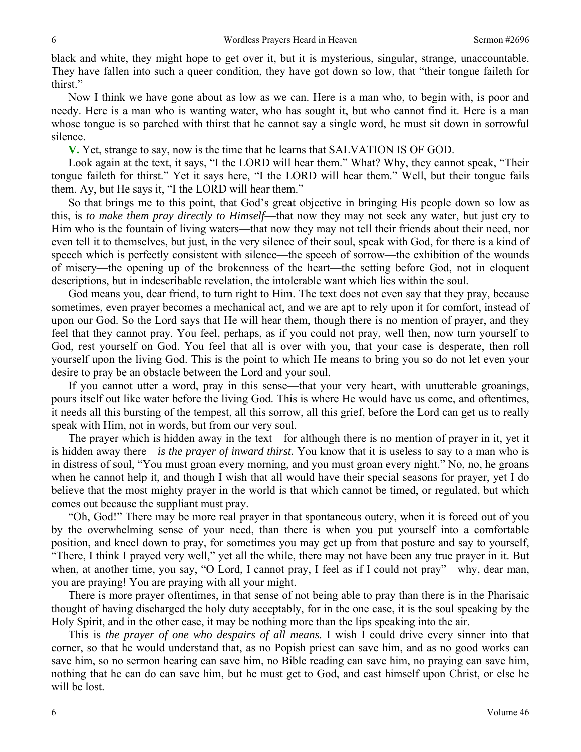black and white, they might hope to get over it, but it is mysterious, singular, strange, unaccountable. They have fallen into such a queer condition, they have got down so low, that "their tongue faileth for thirst."

Now I think we have gone about as low as we can. Here is a man who, to begin with, is poor and needy. Here is a man who is wanting water, who has sought it, but who cannot find it. Here is a man whose tongue is so parched with thirst that he cannot say a single word, he must sit down in sorrowful silence.

**V.** Yet, strange to say, now is the time that he learns that SALVATION IS OF GOD.

Look again at the text, it says, "I the LORD will hear them." What? Why, they cannot speak, "Their tongue faileth for thirst." Yet it says here, "I the LORD will hear them." Well, but their tongue fails them. Ay, but He says it, "I the LORD will hear them."

So that brings me to this point, that God's great objective in bringing His people down so low as this, is *to make them pray directly to Himself*—that now they may not seek any water, but just cry to Him who is the fountain of living waters—that now they may not tell their friends about their need, nor even tell it to themselves, but just, in the very silence of their soul, speak with God, for there is a kind of speech which is perfectly consistent with silence—the speech of sorrow—the exhibition of the wounds of misery—the opening up of the brokenness of the heart—the setting before God, not in eloquent descriptions, but in indescribable revelation, the intolerable want which lies within the soul.

God means you, dear friend, to turn right to Him. The text does not even say that they pray, because sometimes, even prayer becomes a mechanical act, and we are apt to rely upon it for comfort, instead of upon our God. So the Lord says that He will hear them, though there is no mention of prayer, and they feel that they cannot pray. You feel, perhaps, as if you could not pray, well then, now turn yourself to God, rest yourself on God. You feel that all is over with you, that your case is desperate, then roll yourself upon the living God. This is the point to which He means to bring you so do not let even your desire to pray be an obstacle between the Lord and your soul.

If you cannot utter a word, pray in this sense—that your very heart, with unutterable groanings, pours itself out like water before the living God. This is where He would have us come, and oftentimes, it needs all this bursting of the tempest, all this sorrow, all this grief, before the Lord can get us to really speak with Him, not in words, but from our very soul.

The prayer which is hidden away in the text—for although there is no mention of prayer in it, yet it is hidden away there—*is the prayer of inward thirst.* You know that it is useless to say to a man who is in distress of soul, "You must groan every morning, and you must groan every night." No, no, he groans when he cannot help it, and though I wish that all would have their special seasons for prayer, yet I do believe that the most mighty prayer in the world is that which cannot be timed, or regulated, but which comes out because the suppliant must pray.

"Oh, God!" There may be more real prayer in that spontaneous outcry, when it is forced out of you by the overwhelming sense of your need, than there is when you put yourself into a comfortable position, and kneel down to pray, for sometimes you may get up from that posture and say to yourself, "There, I think I prayed very well," yet all the while, there may not have been any true prayer in it. But when, at another time, you say, "O Lord, I cannot pray, I feel as if I could not pray"—why, dear man, you are praying! You are praying with all your might.

There is more prayer oftentimes, in that sense of not being able to pray than there is in the Pharisaic thought of having discharged the holy duty acceptably, for in the one case, it is the soul speaking by the Holy Spirit, and in the other case, it may be nothing more than the lips speaking into the air.

This is *the prayer of one who despairs of all means.* I wish I could drive every sinner into that corner, so that he would understand that, as no Popish priest can save him, and as no good works can save him, so no sermon hearing can save him, no Bible reading can save him, no praying can save him, nothing that he can do can save him, but he must get to God, and cast himself upon Christ, or else he will be lost.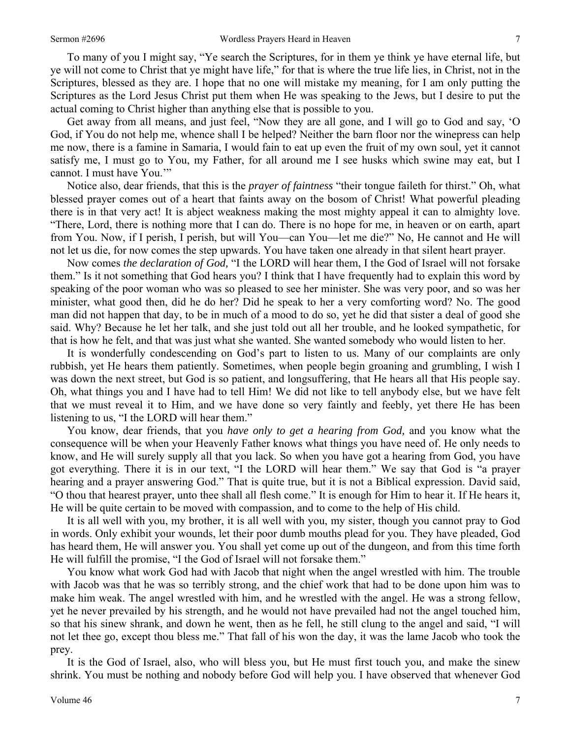To many of you I might say, "Ye search the Scriptures, for in them ye think ye have eternal life, but ye will not come to Christ that ye might have life," for that is where the true life lies, in Christ, not in the Scriptures, blessed as they are. I hope that no one will mistake my meaning, for I am only putting the Scriptures as the Lord Jesus Christ put them when He was speaking to the Jews, but I desire to put the actual coming to Christ higher than anything else that is possible to you.

Get away from all means, and just feel, "Now they are all gone, and I will go to God and say, 'O God, if You do not help me, whence shall I be helped? Neither the barn floor nor the winepress can help me now, there is a famine in Samaria, I would fain to eat up even the fruit of my own soul, yet it cannot satisfy me, I must go to You, my Father, for all around me I see husks which swine may eat, but I cannot. I must have You.'"

Notice also, dear friends, that this is the *prayer of faintness* "their tongue faileth for thirst." Oh, what blessed prayer comes out of a heart that faints away on the bosom of Christ! What powerful pleading there is in that very act! It is abject weakness making the most mighty appeal it can to almighty love. "There, Lord, there is nothing more that I can do. There is no hope for me, in heaven or on earth, apart from You. Now, if I perish, I perish, but will You—can You—let me die?" No, He cannot and He will not let us die, for now comes the step upwards. You have taken one already in that silent heart prayer.

Now comes *the declaration of God,* "I the LORD will hear them, I the God of Israel will not forsake them." Is it not something that God hears you? I think that I have frequently had to explain this word by speaking of the poor woman who was so pleased to see her minister. She was very poor, and so was her minister, what good then, did he do her? Did he speak to her a very comforting word? No. The good man did not happen that day, to be in much of a mood to do so, yet he did that sister a deal of good she said. Why? Because he let her talk, and she just told out all her trouble, and he looked sympathetic, for that is how he felt, and that was just what she wanted. She wanted somebody who would listen to her.

It is wonderfully condescending on God's part to listen to us. Many of our complaints are only rubbish, yet He hears them patiently. Sometimes, when people begin groaning and grumbling, I wish I was down the next street, but God is so patient, and longsuffering, that He hears all that His people say. Oh, what things you and I have had to tell Him! We did not like to tell anybody else, but we have felt that we must reveal it to Him, and we have done so very faintly and feebly, yet there He has been listening to us, "I the LORD will hear them."

You know, dear friends, that you *have only to get a hearing from God,* and you know what the consequence will be when your Heavenly Father knows what things you have need of. He only needs to know, and He will surely supply all that you lack. So when you have got a hearing from God, you have got everything. There it is in our text, "I the LORD will hear them." We say that God is "a prayer hearing and a prayer answering God." That is quite true, but it is not a Biblical expression. David said, "O thou that hearest prayer, unto thee shall all flesh come." It is enough for Him to hear it. If He hears it, He will be quite certain to be moved with compassion, and to come to the help of His child.

It is all well with you, my brother, it is all well with you, my sister, though you cannot pray to God in words. Only exhibit your wounds, let their poor dumb mouths plead for you. They have pleaded, God has heard them, He will answer you. You shall yet come up out of the dungeon, and from this time forth He will fulfill the promise, "I the God of Israel will not forsake them."

You know what work God had with Jacob that night when the angel wrestled with him. The trouble with Jacob was that he was so terribly strong, and the chief work that had to be done upon him was to make him weak. The angel wrestled with him, and he wrestled with the angel. He was a strong fellow, yet he never prevailed by his strength, and he would not have prevailed had not the angel touched him, so that his sinew shrank, and down he went, then as he fell, he still clung to the angel and said, "I will not let thee go, except thou bless me." That fall of his won the day, it was the lame Jacob who took the prey.

It is the God of Israel, also, who will bless you, but He must first touch you, and make the sinew shrink. You must be nothing and nobody before God will help you. I have observed that whenever God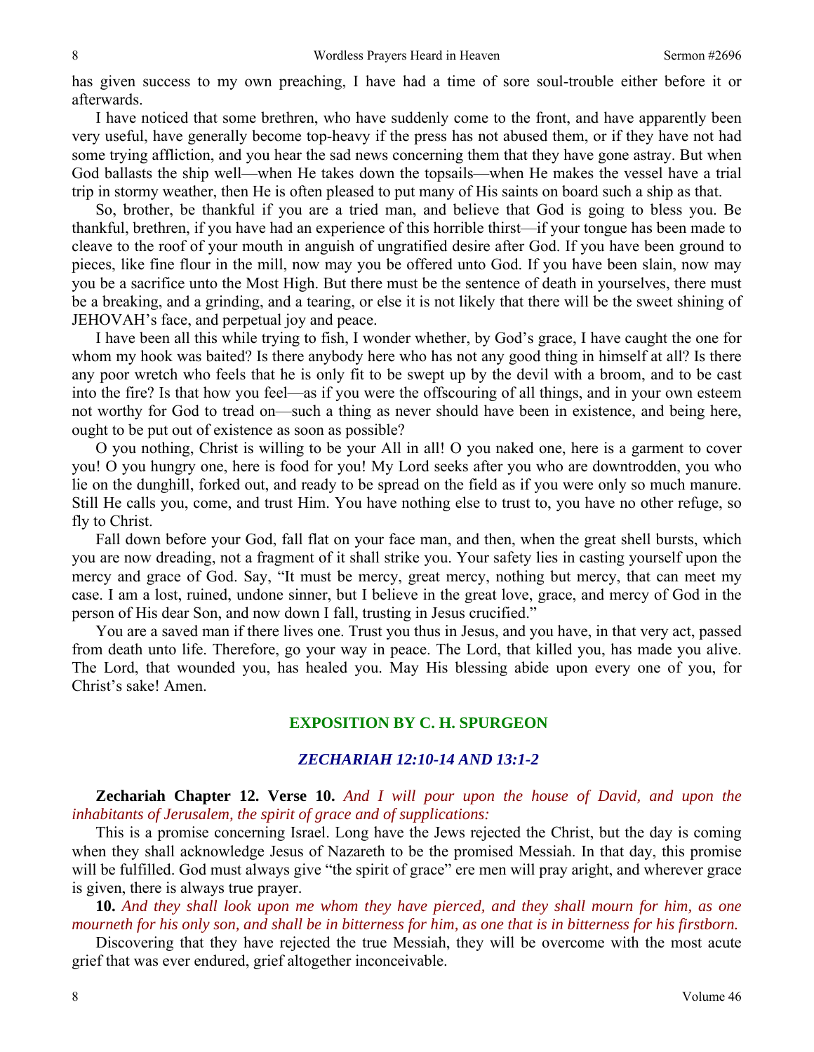has given success to my own preaching, I have had a time of sore soul-trouble either before it or afterwards.

I have noticed that some brethren, who have suddenly come to the front, and have apparently been very useful, have generally become top-heavy if the press has not abused them, or if they have not had some trying affliction, and you hear the sad news concerning them that they have gone astray. But when God ballasts the ship well—when He takes down the topsails—when He makes the vessel have a trial trip in stormy weather, then He is often pleased to put many of His saints on board such a ship as that.

So, brother, be thankful if you are a tried man, and believe that God is going to bless you. Be thankful, brethren, if you have had an experience of this horrible thirst—if your tongue has been made to cleave to the roof of your mouth in anguish of ungratified desire after God. If you have been ground to pieces, like fine flour in the mill, now may you be offered unto God. If you have been slain, now may you be a sacrifice unto the Most High. But there must be the sentence of death in yourselves, there must be a breaking, and a grinding, and a tearing, or else it is not likely that there will be the sweet shining of JEHOVAH's face, and perpetual joy and peace.

I have been all this while trying to fish, I wonder whether, by God's grace, I have caught the one for whom my hook was baited? Is there anybody here who has not any good thing in himself at all? Is there any poor wretch who feels that he is only fit to be swept up by the devil with a broom, and to be cast into the fire? Is that how you feel—as if you were the offscouring of all things, and in your own esteem not worthy for God to tread on—such a thing as never should have been in existence, and being here, ought to be put out of existence as soon as possible?

O you nothing, Christ is willing to be your All in all! O you naked one, here is a garment to cover you! O you hungry one, here is food for you! My Lord seeks after you who are downtrodden, you who lie on the dunghill, forked out, and ready to be spread on the field as if you were only so much manure. Still He calls you, come, and trust Him. You have nothing else to trust to, you have no other refuge, so fly to Christ.

Fall down before your God, fall flat on your face man, and then, when the great shell bursts, which you are now dreading, not a fragment of it shall strike you. Your safety lies in casting yourself upon the mercy and grace of God. Say, "It must be mercy, great mercy, nothing but mercy, that can meet my case. I am a lost, ruined, undone sinner, but I believe in the great love, grace, and mercy of God in the person of His dear Son, and now down I fall, trusting in Jesus crucified."

You are a saved man if there lives one. Trust you thus in Jesus, and you have, in that very act, passed from death unto life. Therefore, go your way in peace. The Lord, that killed you, has made you alive. The Lord, that wounded you, has healed you. May His blessing abide upon every one of you, for Christ's sake! Amen.

## EXPOSITION BY C. H. SPURGEON

### *ZECHARIAH 12:10-14 AND 13:1-2*

**Zechariah Chapter 12. Verse 10.** *And I will pour upon the house of David, and upon the inhabitants of Jerusalem, the spirit of grace and of supplications:*

This is a promise concerning Israel. Long have the Jews rejected the Christ, but the day is coming when they shall acknowledge Jesus of Nazareth to be the promised Messiah. In that day, this promise will be fulfilled. God must always give "the spirit of grace" ere men will pray aright, and wherever grace is given, there is always true prayer.

**10.** *And they shall look upon me whom they have pierced, and they shall mourn for him, as one mourneth for his only son, and shall be in bitterness for him, as one that is in bitterness for his firstborn.*

Discovering that they have rejected the true Messiah, they will be overcome with the most acute grief that was ever endured, grief altogether inconceivable.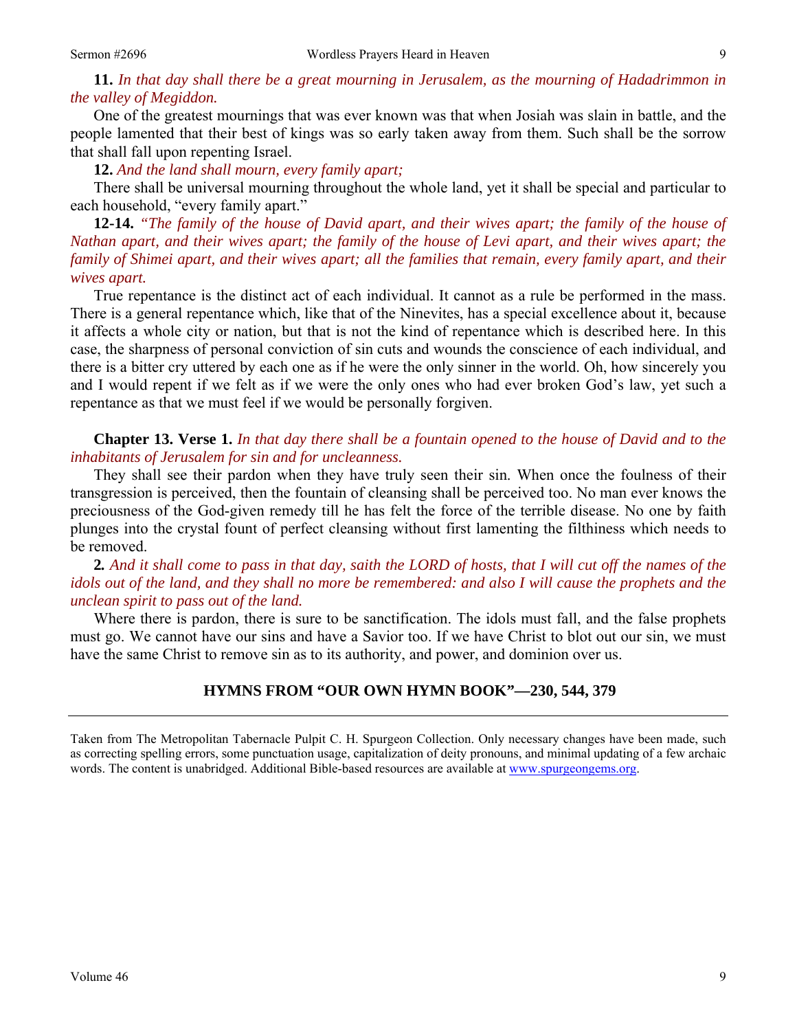**11.** *In that day shall there be a great mourning in Jerusalem, as the mourning of Hadadrimmon in the valley of Megiddon.*

One of the greatest mournings that was ever known was that when Josiah was slain in battle, and the people lamented that their best of kings was so early taken away from them. Such shall be the sorrow that shall fall upon repenting Israel.

**12.** *And the land shall mourn, every family apart;*

There shall be universal mourning throughout the whole land, yet it shall be special and particular to each household, "every family apart."

**12-14.** *"The family of the house of David apart, and their wives apart; the family of the house of Nathan apart, and their wives apart; the family of the house of Levi apart, and their wives apart; the family of Shimei apart, and their wives apart; all the families that remain, every family apart, and their wives apart.*

True repentance is the distinct act of each individual. It cannot as a rule be performed in the mass. There is a general repentance which, like that of the Ninevites, has a special excellence about it, because it affects a whole city or nation, but that is not the kind of repentance which is described here. In this case, the sharpness of personal conviction of sin cuts and wounds the conscience of each individual, and there is a bitter cry uttered by each one as if he were the only sinner in the world. Oh, how sincerely you and I would repent if we felt as if we were the only ones who had ever broken God's law, yet such a repentance as that we must feel if we would be personally forgiven.

**Chapter 13. Verse 1.** *In that day there shall be a fountain opened to the house of David and to the inhabitants of Jerusalem for sin and for uncleanness.*

They shall see their pardon when they have truly seen their sin. When once the foulness of their transgression is perceived, then the fountain of cleansing shall be perceived too. No man ever knows the preciousness of the God-given remedy till he has felt the force of the terrible disease. No one by faith plunges into the crystal fount of perfect cleansing without first lamenting the filthiness which needs to be removed.

**2.** *And it shall come to pass in that day, saith the LORD of hosts, that I will cut off the names of the idols out of the land, and they shall no more be remembered: and also I will cause the prophets and the unclean spirit to pass out of the land.*

Where there is pardon, there is sure to be sanctification. The idols must fall, and the false prophets must go. We cannot have our sins and have a Savior too. If we have Christ to blot out our sin, we must have the same Christ to remove sin as to its authority, and power, and dominion over us.

### HYMNS FROM "OUR OWN HYMN BOOK"—230, 544, 379

---

Taken from The Metropolitan Tabernacle Pulpit C. H. Spurgeon Collection. Only necessary changes have been made, such as correcting spelling errors, some punctuation usage, capitalization of deity pronouns, and minimal updating of a few archaic words. The content is unabridged. Additional Bible-based resources are available at www.spurgeongems.org.